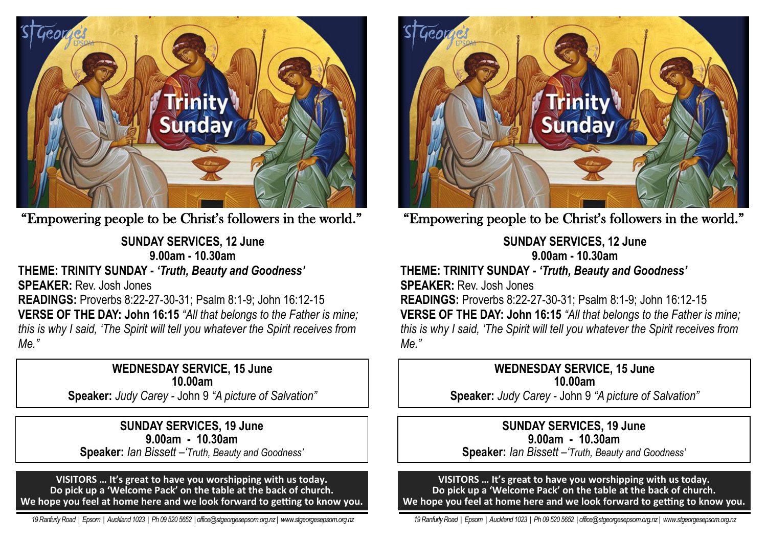"Empowering people to be Christ's followers in the world."

**SUNDAY SERVICES, 12 June**
**9.00am - 10.30am**

**THEME: TRINITY SUNDAY - *'Truth, Beauty and Goodness'***
**SPEAKER:** Rev. Josh Jones
**READINGS:** Proverbs 8:22-27-30-31; Psalm 8:1-9; John 16:12-15
**VERSE OF THE DAY: John 16:15** *"All that belongs to the Father is mine; this is why I said, 'The Spirit will tell you whatever the Spirit receives from Me."*

**WEDNESDAY SERVICE, 15 June**
**10.00am**
**Speaker:** *Judy Carey* - John 9 *"A picture of Salvation"*

**SUNDAY SERVICES, 19 June**
**9.00am - 10.30am**
**Speaker:** *Ian Bissett –'Truth, Beauty and Goodness'*

**VISITORS … It's great to have you worshipping with us today.**
**Do pick up a 'Welcome Pack' on the table at the back of church.**
**We hope you feel at home here and we look forward to getting to know you.**

*19 Ranfurly Road | Epsom | Auckland 1023 | Ph 09 520 5652 | office@stgeorgesepsom.org.nz | www.stgeorgesepsom.org.nz*

"Empowering people to be Christ's followers in the world."

**SUNDAY SERVICES, 12 June**
**9.00am - 10.30am**

**THEME: TRINITY SUNDAY - *'Truth, Beauty and Goodness'***
**SPEAKER:** Rev. Josh Jones
**READINGS:** Proverbs 8:22-27-30-31; Psalm 8:1-9; John 16:12-15
**VERSE OF THE DAY: John 16:15** *"All that belongs to the Father is mine; this is why I said, 'The Spirit will tell you whatever the Spirit receives from Me."*

**WEDNESDAY SERVICE, 15 June**
**10.00am**
**Speaker:** *Judy Carey* - John 9 *"A picture of Salvation"*

**SUNDAY SERVICES, 19 June**
**9.00am - 10.30am**
**Speaker:** *Ian Bissett –'Truth, Beauty and Goodness'*

**VISITORS … It's great to have you worshipping with us today.**
**Do pick up a 'Welcome Pack' on the table at the back of church.**
**We hope you feel at home here and we look forward to getting to know you.**

*19 Ranfurly Road | Epsom | Auckland 1023 | Ph 09 520 5652 | office@stgeorgesepsom.org.nz | www.stgeorgesepsom.org.nz*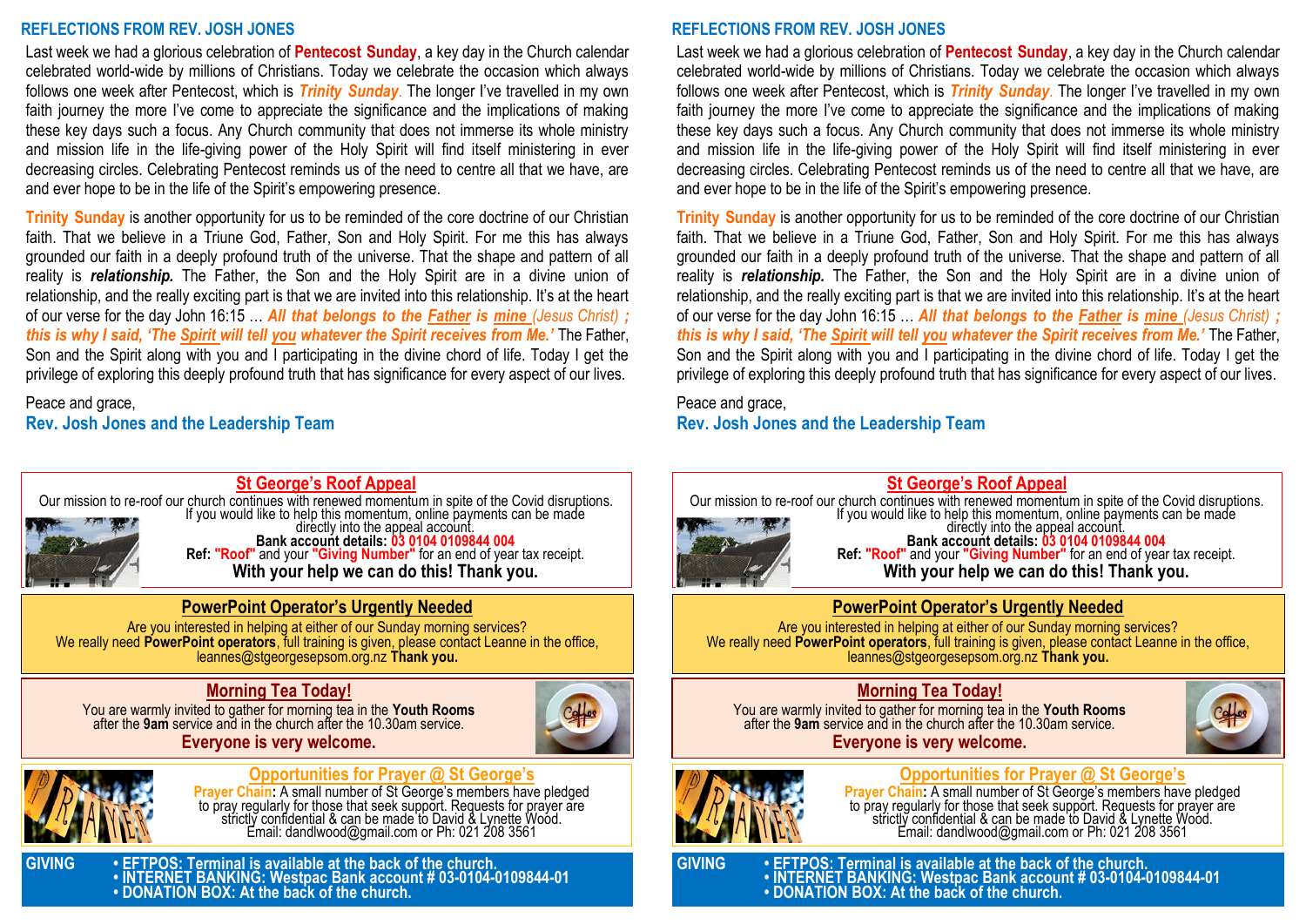## REFLECTIONS FROM REV. JOSH JONES

Last week we had a glorious celebration of **Pentecost Sunday**, a key day in the Church calendar celebrated world-wide by millions of Christians. Today we celebrate the occasion which always follows one week after Pentecost, which is ***Trinity Sunday***. The longer I've travelled in my own faith journey the more I've come to appreciate the significance and the implications of making these key days such a focus. Any Church community that does not immerse its whole ministry and mission life in the life-giving power of the Holy Spirit will find itself ministering in ever decreasing circles. Celebrating Pentecost reminds us of the need to centre all that we have, are and ever hope to be in the life of the Spirit's empowering presence.

**Trinity Sunday** is another opportunity for us to be reminded of the core doctrine of our Christian faith. That we believe in a Triune God, Father, Son and Holy Spirit. For me this has always grounded our faith in a deeply profound truth of the universe. That the shape and pattern of all reality is ***relationship.*** The Father, the Son and the Holy Spirit are in a divine union of relationship, and the really exciting part is that we are invited into this relationship. It's at the heart of our verse for the day John 16:15 … ***All that belongs to the Father is mine** (Jesus Christ) **; this is why I said, 'The Spirit will tell you whatever the Spirit receives from Me.'*** The Father, Son and the Spirit along with you and I participating in the divine chord of life. Today I get the privilege of exploring this deeply profound truth that has significance for every aspect of our lives.

Peace and grace,

**Rev. Josh Jones and the Leadership Team**

### St George's Roof Appeal

Our mission to re-roof our church continues with renewed momentum in spite of the Covid disruptions. If you would like to help this momentum, online payments can be made directly into the appeal account.

**Bank account details: 03 0104 0109844 004**

**Ref: "Roof"** and your **"Giving Number"** for an end of year tax receipt.

**With your help we can do this! Thank you.**

### PowerPoint Operator's Urgently Needed

Are you interested in helping at either of our Sunday morning services?
We really need **PowerPoint operators**, full training is given, please contact Leanne in the office, leannes@stgeorgesepsom.org.nz **Thank you.**

### Morning Tea Today!

You are warmly invited to gather for morning tea in the **Youth Rooms** after the **9am** service and in the church after the 10.30am service.

**Everyone is very welcome.**

### Opportunities for Prayer @ St George's

**Prayer Chain:** A small number of St George's members have pledged to pray regularly for those that seek support. Requests for prayer are strictly confidential & can be made to David & Lynette Wood. Email: dandlwood@gmail.com or Ph: 021 208 3561

**GIVING**
- **EFTPOS: Terminal is available at the back of the church.**
- **INTERNET BANKING: Westpac Bank account # 03-0104-0109844-01**
- **DONATION BOX: At the back of the church.**

## REFLECTIONS FROM REV. JOSH JONES

Last week we had a glorious celebration of **Pentecost Sunday**, a key day in the Church calendar celebrated world-wide by millions of Christians. Today we celebrate the occasion which always follows one week after Pentecost, which is ***Trinity Sunday***. The longer I've travelled in my own faith journey the more I've come to appreciate the significance and the implications of making these key days such a focus. Any Church community that does not immerse its whole ministry and mission life in the life-giving power of the Holy Spirit will find itself ministering in ever decreasing circles. Celebrating Pentecost reminds us of the need to centre all that we have, are and ever hope to be in the life of the Spirit's empowering presence.

**Trinity Sunday** is another opportunity for us to be reminded of the core doctrine of our Christian faith. That we believe in a Triune God, Father, Son and Holy Spirit. For me this has always grounded our faith in a deeply profound truth of the universe. That the shape and pattern of all reality is ***relationship.*** The Father, the Son and the Holy Spirit are in a divine union of relationship, and the really exciting part is that we are invited into this relationship. It's at the heart of our verse for the day John 16:15 … ***All that belongs to the Father is mine** (Jesus Christ) **; this is why I said, 'The Spirit will tell you whatever the Spirit receives from Me.'*** The Father, Son and the Spirit along with you and I participating in the divine chord of life. Today I get the privilege of exploring this deeply profound truth that has significance for every aspect of our lives.

Peace and grace,

**Rev. Josh Jones and the Leadership Team**

### St George's Roof Appeal

Our mission to re-roof our church continues with renewed momentum in spite of the Covid disruptions. If you would like to help this momentum, online payments can be made directly into the appeal account.

**Bank account details: 03 0104 0109844 004**

**Ref: "Roof"** and your **"Giving Number"** for an end of year tax receipt.

**With your help we can do this! Thank you.**

### PowerPoint Operator's Urgently Needed

Are you interested in helping at either of our Sunday morning services?
We really need **PowerPoint operators**, full training is given, please contact Leanne in the office, leannes@stgeorgesepsom.org.nz **Thank you.**

### Morning Tea Today!

You are warmly invited to gather for morning tea in the **Youth Rooms** after the **9am** service and in the church after the 10.30am service.

**Everyone is very welcome.**

### Opportunities for Prayer @ St George's

**Prayer Chain:** A small number of St George's members have pledged to pray regularly for those that seek support. Requests for prayer are strictly confidential & can be made to David & Lynette Wood. Email: dandlwood@gmail.com or Ph: 021 208 3561

**GIVING**
- **EFTPOS: Terminal is available at the back of the church.**
- **INTERNET BANKING: Westpac Bank account # 03-0104-0109844-01**
- **DONATION BOX: At the back of the church.**